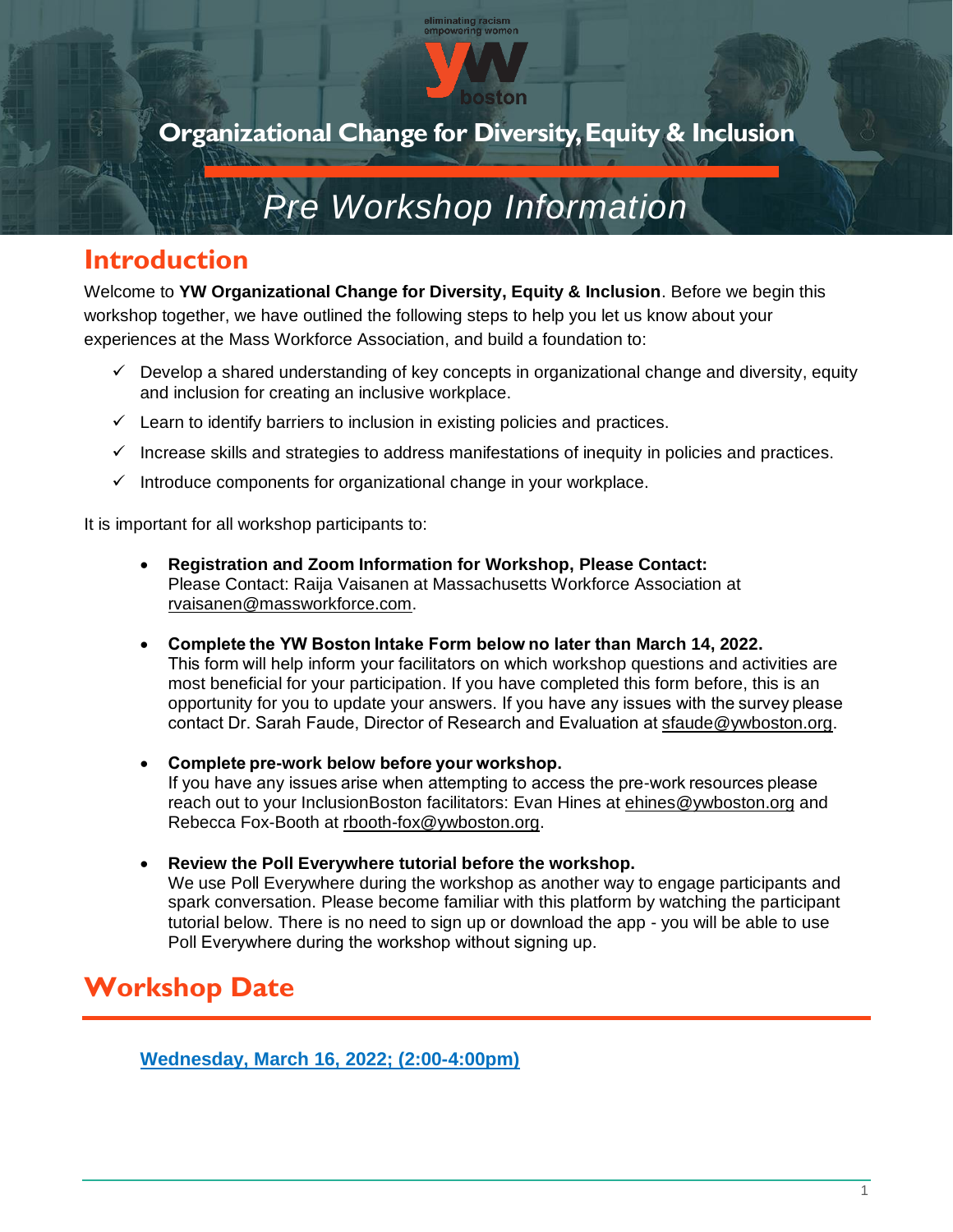eliminating racism
empowering women

yw boston

# Organizational Change for Diversity, Equity & Inclusion

# *Pre Workshop Information*

## Introduction

Welcome to **YW Organizational Change for Diversity, Equity & Inclusion**. Before we begin this workshop together, we have outlined the following steps to help you let us know about your experiences at the Mass Workforce Association, and build a foundation to:

- ✓ Develop a shared understanding of key concepts in organizational change and diversity, equity and inclusion for creating an inclusive workplace.
- ✓ Learn to identify barriers to inclusion in existing policies and practices.
- ✓ Increase skills and strategies to address manifestations of inequity in policies and practices.
- ✓ Introduce components for organizational change in your workplace.

It is important for all workshop participants to:

- **Registration and Zoom Information for Workshop, Please Contact:**
  Please Contact: Raija Vaisanen at Massachusetts Workforce Association at rvaisanen@massworkforce.com.

- **Complete the YW Boston Intake Form below no later than March 14, 2022.**
  This form will help inform your facilitators on which workshop questions and activities are most beneficial for your participation. If you have completed this form before, this is an opportunity for you to update your answers. If you have any issues with the survey please contact Dr. Sarah Faude, Director of Research and Evaluation at sfaude@ywboston.org.

- **Complete pre-work below before your workshop.**
  If you have any issues arise when attempting to access the pre-work resources please reach out to your InclusionBoston facilitators: Evan Hines at ehines@ywboston.org and Rebecca Fox-Booth at rbooth-fox@ywboston.org.

- **Review the Poll Everywhere tutorial before the workshop.**
  We use Poll Everywhere during the workshop as another way to engage participants and spark conversation. Please become familiar with this platform by watching the participant tutorial below. There is no need to sign up or download the app - you will be able to use Poll Everywhere during the workshop without signing up.

## Workshop Date

**Wednesday, March 16, 2022; (2:00-4:00pm)**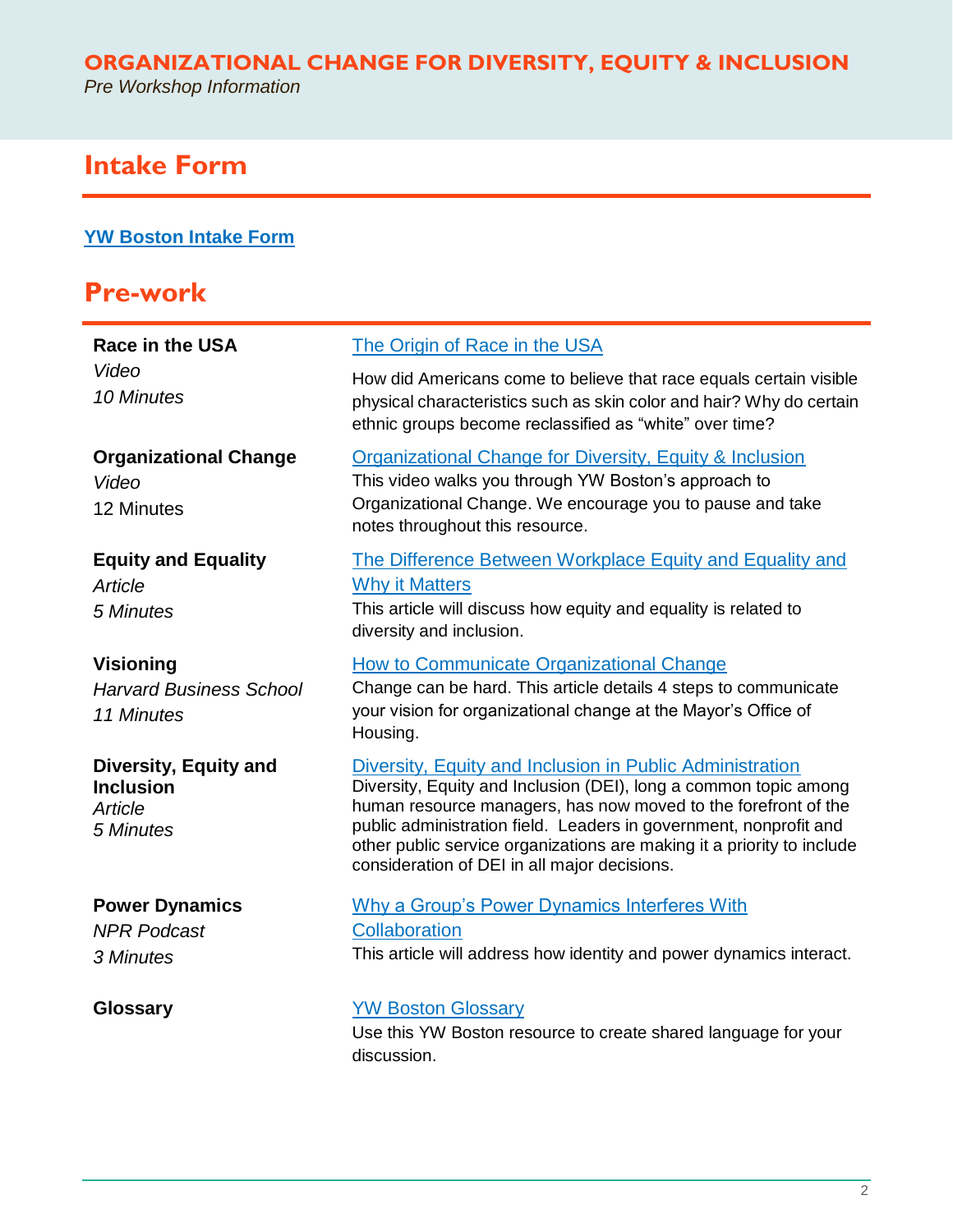# ORGANIZATIONAL CHANGE FOR DIVERSITY, EQUITY & INCLUSION

*Pre Workshop Information*

## Intake Form

**YW Boston Intake Form**

## Pre-work

| | |
|---|---|
| **Race in the USA**<br>*Video*<br>*10 Minutes* | The Origin of Race in the USA<br>How did Americans come to believe that race equals certain visible physical characteristics such as skin color and hair? Why do certain ethnic groups become reclassified as "white" over time? |
| **Organizational Change**<br>*Video*<br>12 Minutes | Organizational Change for Diversity, Equity & Inclusion<br>This video walks you through YW Boston's approach to Organizational Change. We encourage you to pause and take notes throughout this resource. |
| **Equity and Equality**<br>*Article*<br>*5 Minutes* | The Difference Between Workplace Equity and Equality and Why it Matters<br>This article will discuss how equity and equality is related to diversity and inclusion. |
| **Visioning**<br>*Harvard Business School*<br>*11 Minutes* | How to Communicate Organizational Change<br>Change can be hard. This article details 4 steps to communicate your vision for organizational change at the Mayor's Office of Housing. |
| **Diversity, Equity and Inclusion**<br>*Article*<br>*5 Minutes* | Diversity, Equity and Inclusion in Public Administration<br>Diversity, Equity and Inclusion (DEI), long a common topic among human resource managers, has now moved to the forefront of the public administration field. Leaders in government, nonprofit and other public service organizations are making it a priority to include consideration of DEI in all major decisions. |
| **Power Dynamics**<br>*NPR Podcast*<br>*3 Minutes* | Why a Group's Power Dynamics Interferes With Collaboration<br>This article will address how identity and power dynamics interact. |
| **Glossary** | YW Boston Glossary<br>Use this YW Boston resource to create shared language for your discussion. |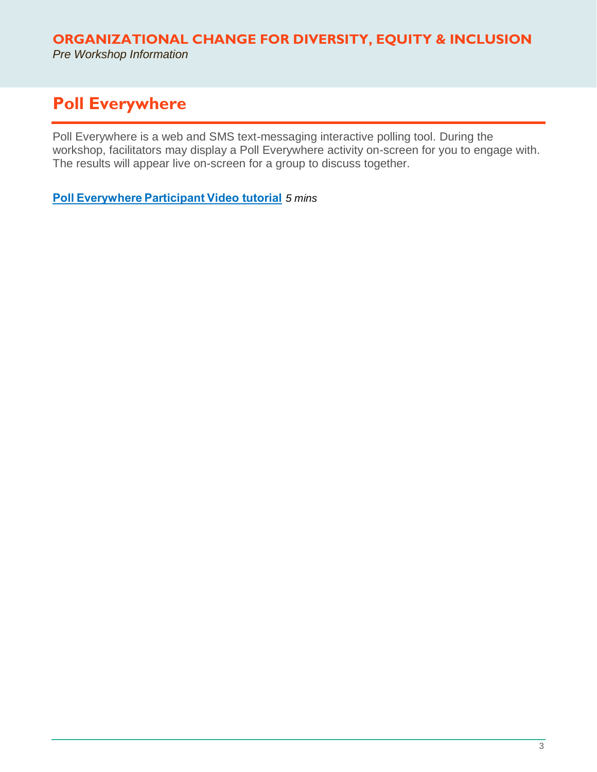## Poll Everywhere

Poll Everywhere is a web and SMS text-messaging interactive polling tool. During the workshop, facilitators may display a Poll Everywhere activity on-screen for you to engage with. The results will appear live on-screen for a group to discuss together.

**Poll Everywhere Participant Video tutorial** *5 mins*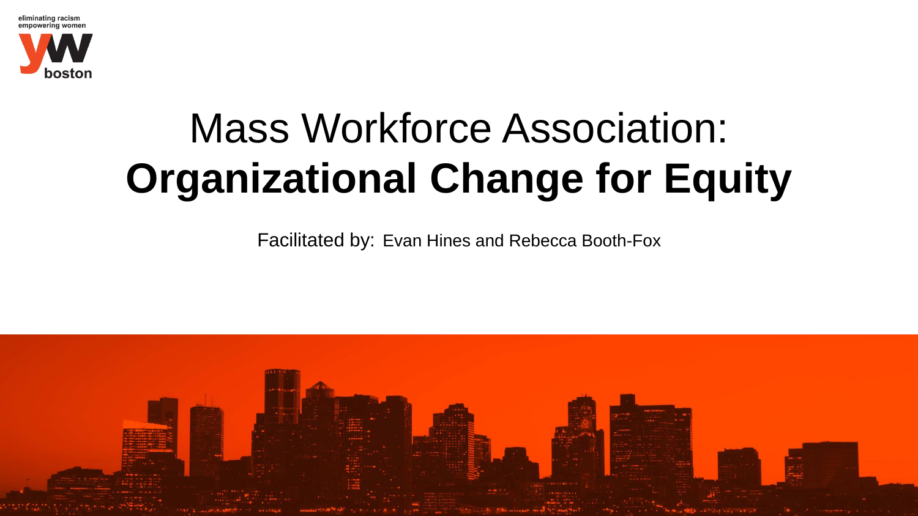eliminating racism
empowering women

boston

# Mass Workforce Association: **Organizational Change for Equity**

Facilitated by: Evan Hines and Rebecca Booth-Fox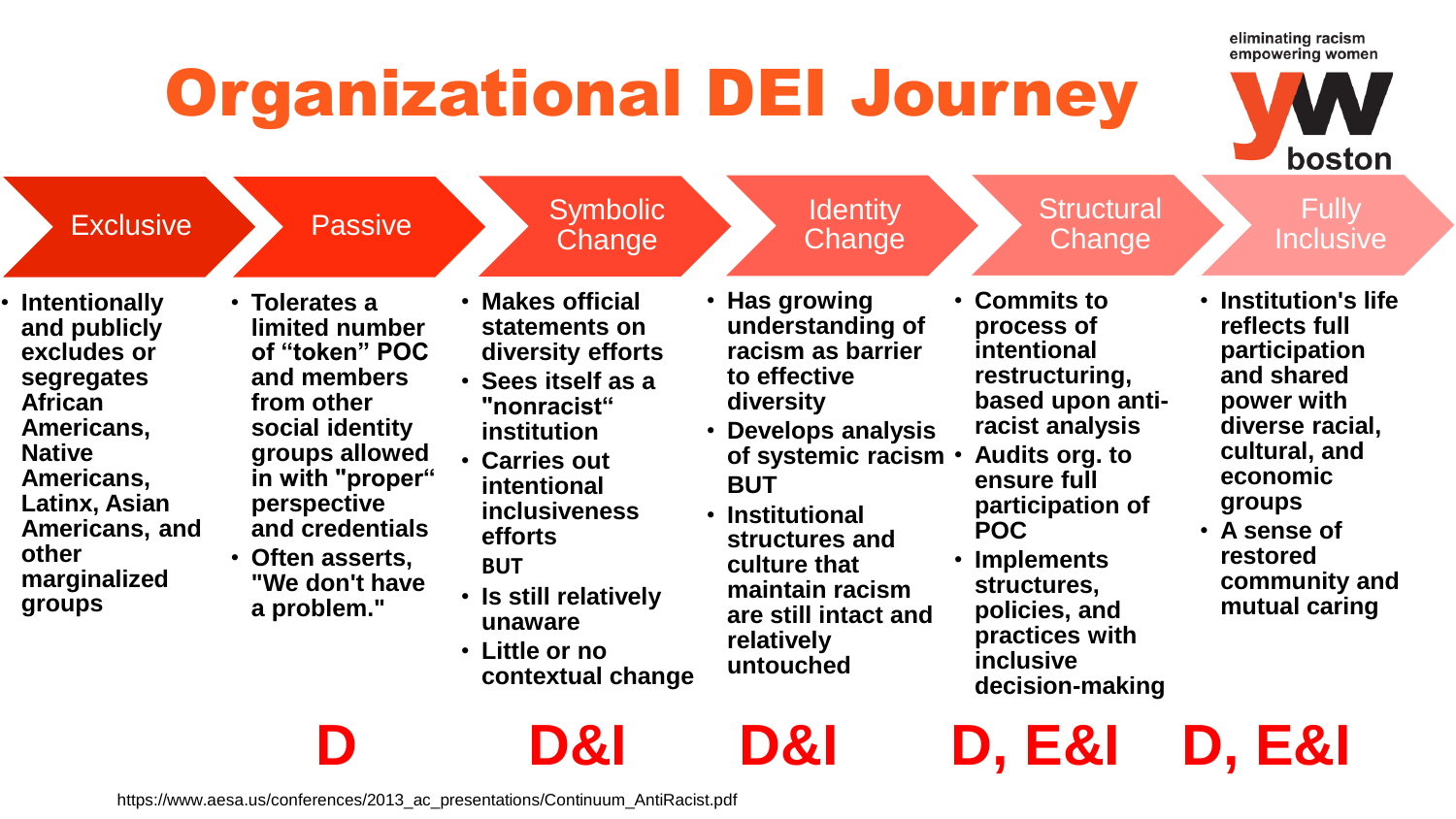# Organizational DEI Journey

eliminating racism
empowering women

yw boston

| Exclusive | Passive | Symbolic Change | Identity Change | Structural Change | Fully Inclusive |
|---|---|---|---|---|---|
| • Intentionally and publicly excludes or segregates African Americans, Native Americans, Latinx, Asian Americans, and other marginalized groups | • Tolerates a limited number of "token" POC and members from other social identity groups allowed in with "proper" perspective and credentials<br>• Often asserts, "We don't have a problem." | • Makes official statements on diversity efforts<br>• Sees itself as a "nonracist" institution<br>• Carries out intentional inclusiveness efforts<br>BUT<br>• Is still relatively unaware<br>• Little or no contextual change | • Has growing understanding of racism as barrier to effective diversity<br>• Develops analysis of systemic racism<br>BUT<br>• Institutional structures and culture that maintain racism are still intact and relatively untouched | • Commits to process of intentional restructuring, based upon anti-racist analysis<br>• Audits org. to ensure full participation of POC<br>• Implements structures, policies, and practices with inclusive decision-making | • Institution's life reflects full participation and shared power with diverse racial, cultural, and economic groups<br>• A sense of restored community and mutual caring |
| | D | D&I | D&I | D, E&I | D, E&I |

https://www.aesa.us/conferences/2013_ac_presentations/Continuum_AntiRacist.pdf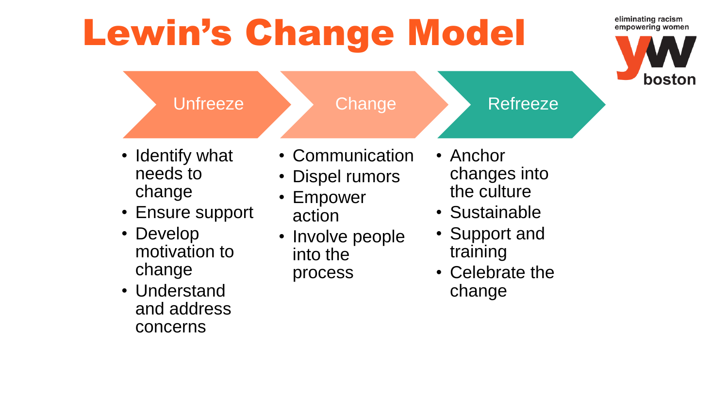# Lewin's Change Model

eliminating racism
empowering women

yw boston

## Unfreeze

- Identify what needs to change
- Ensure support
- Develop motivation to change
- Understand and address concerns

## Change

- Communication
- Dispel rumors
- Empower action
- Involve people into the process

## Refreeze

- Anchor changes into the culture
- Sustainable
- Support and training
- Celebrate the change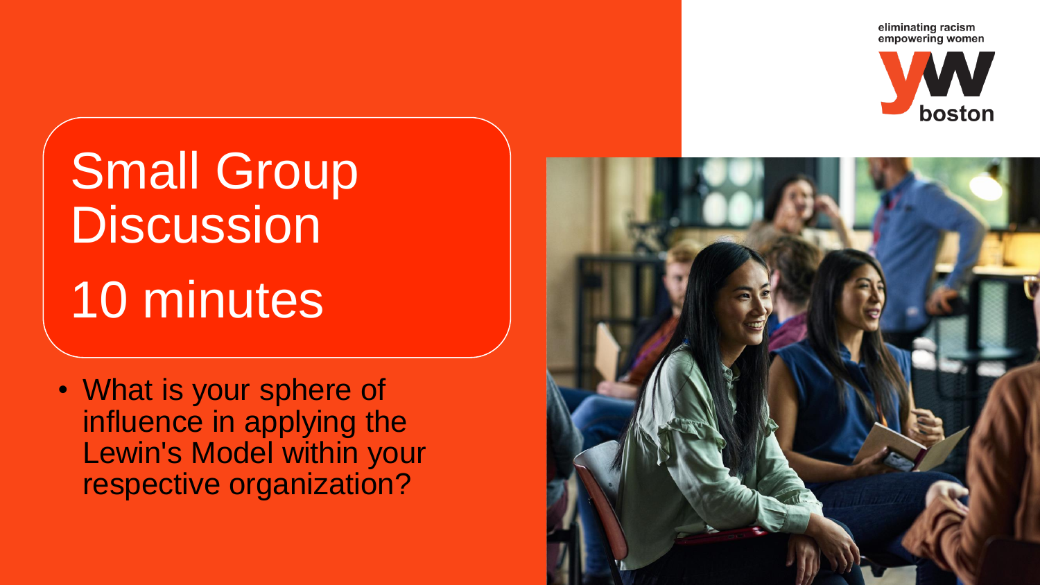eliminating racism
empowering women

# Small Group Discussion

# 10 minutes

- What is your sphere of influence in applying the Lewin's Model within your respective organization?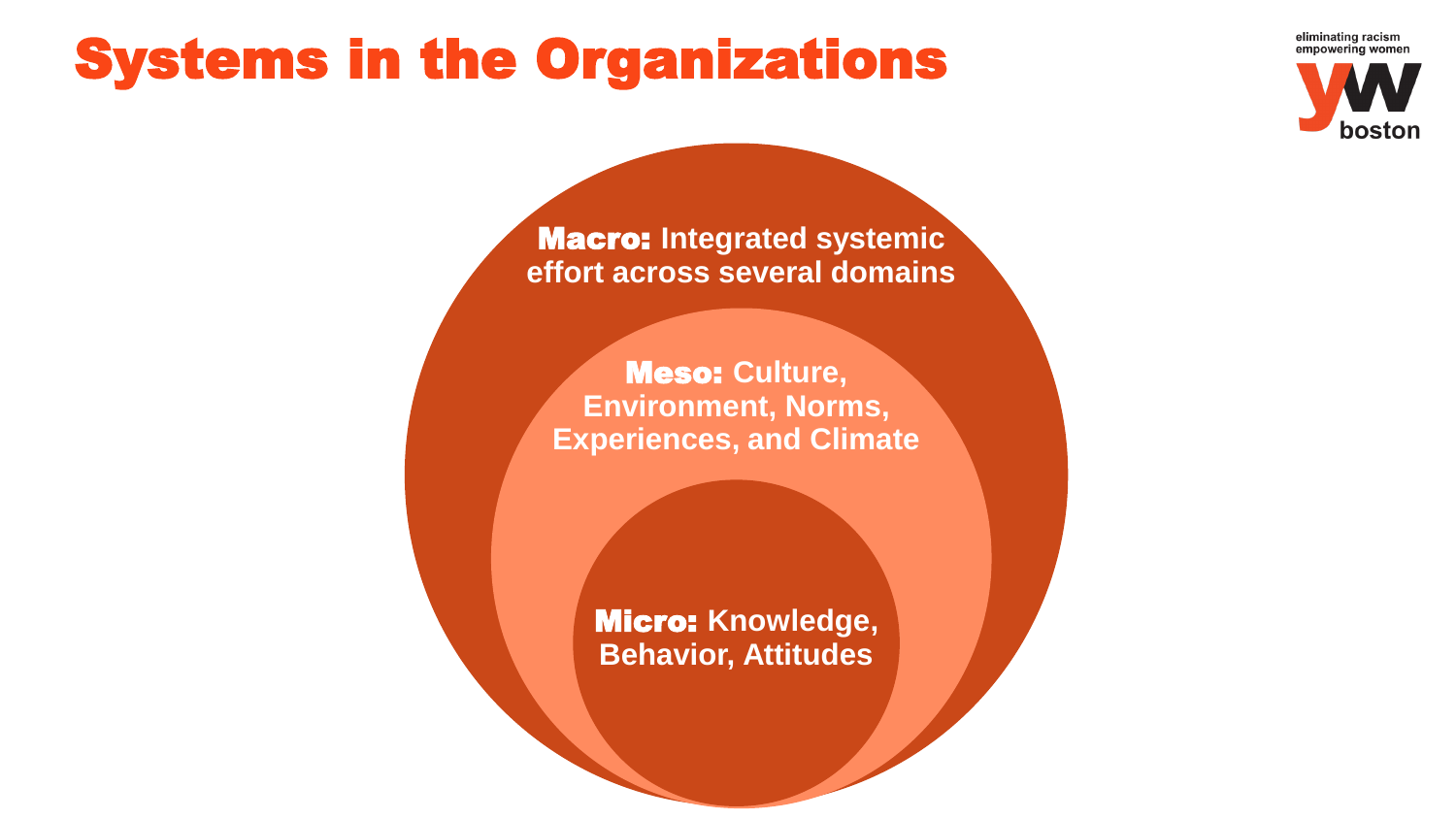# Systems in the Organizations

eliminating racism
empowering women
yw boston

**Macro:** Integrated systemic effort across several domains

**Meso:** Culture, Environment, Norms, Experiences, and Climate

**Micro:** Knowledge, Behavior, Attitudes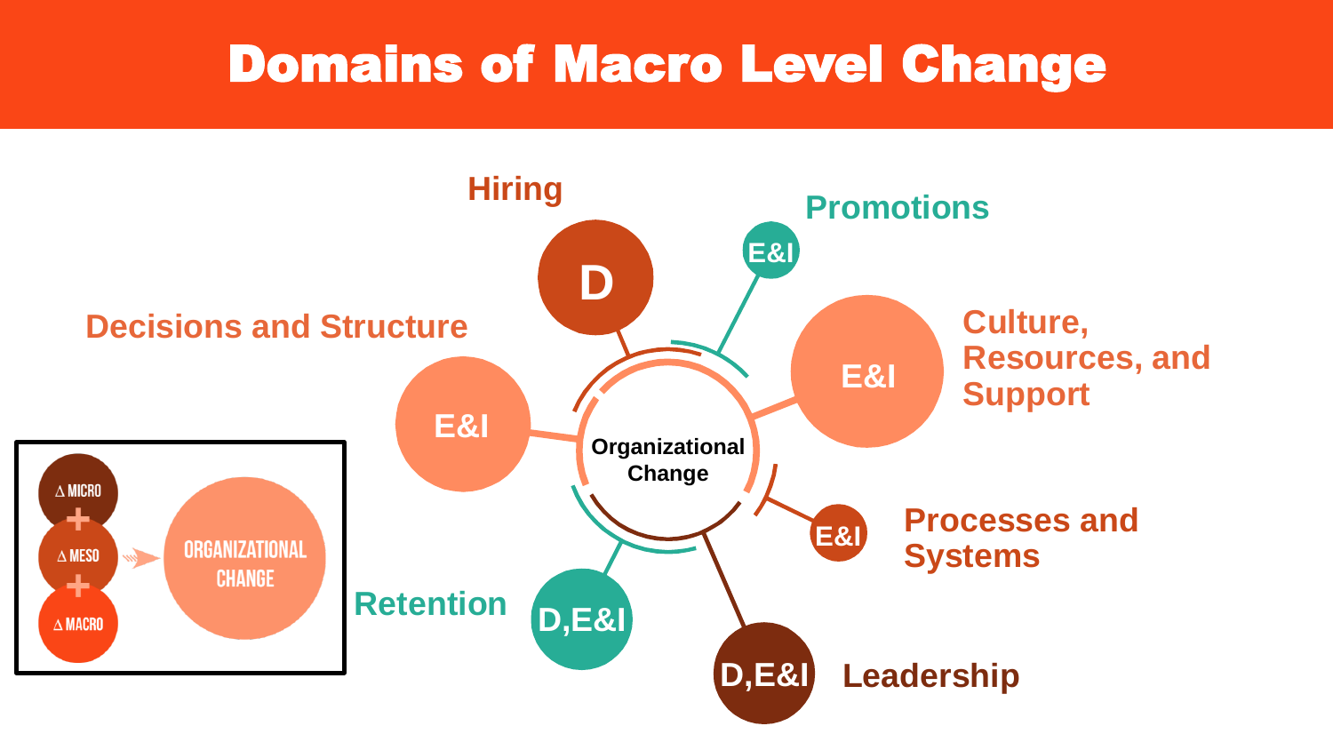# Domains of Macro Level Change

**Organizational Change**

- **Hiring** — D
- **Promotions** — E&I
- **Culture, Resources, and Support** — E&I
- **Processes and Systems** — E&I
- **Leadership** — D,E&I
- **Retention** — D,E&I
- **Decisions and Structure** — E&I

Δ MICRO + Δ MESO + Δ MACRO → ORGANIZATIONAL CHANGE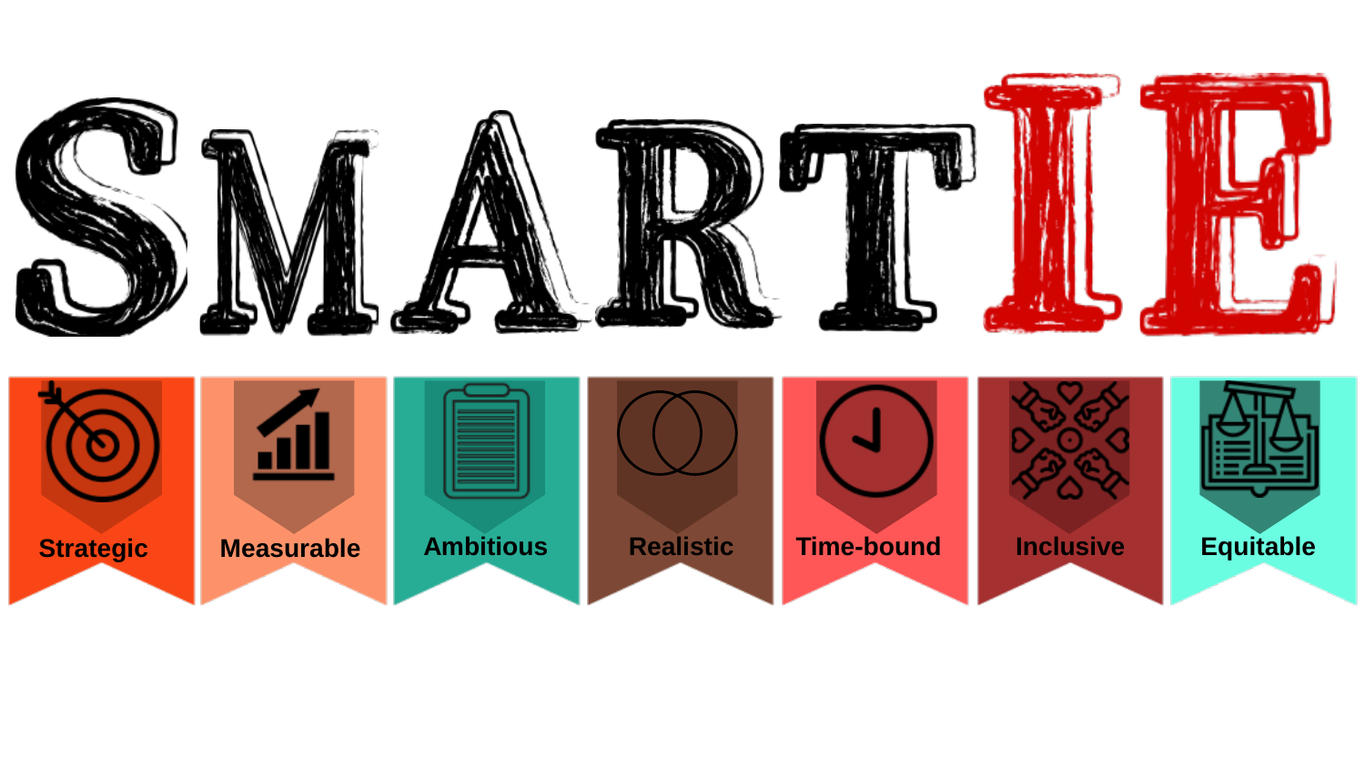# SMARTIE

- Strategic
- Measurable
- Ambitious
- Realistic
- Time-bound
- Inclusive
- Equitable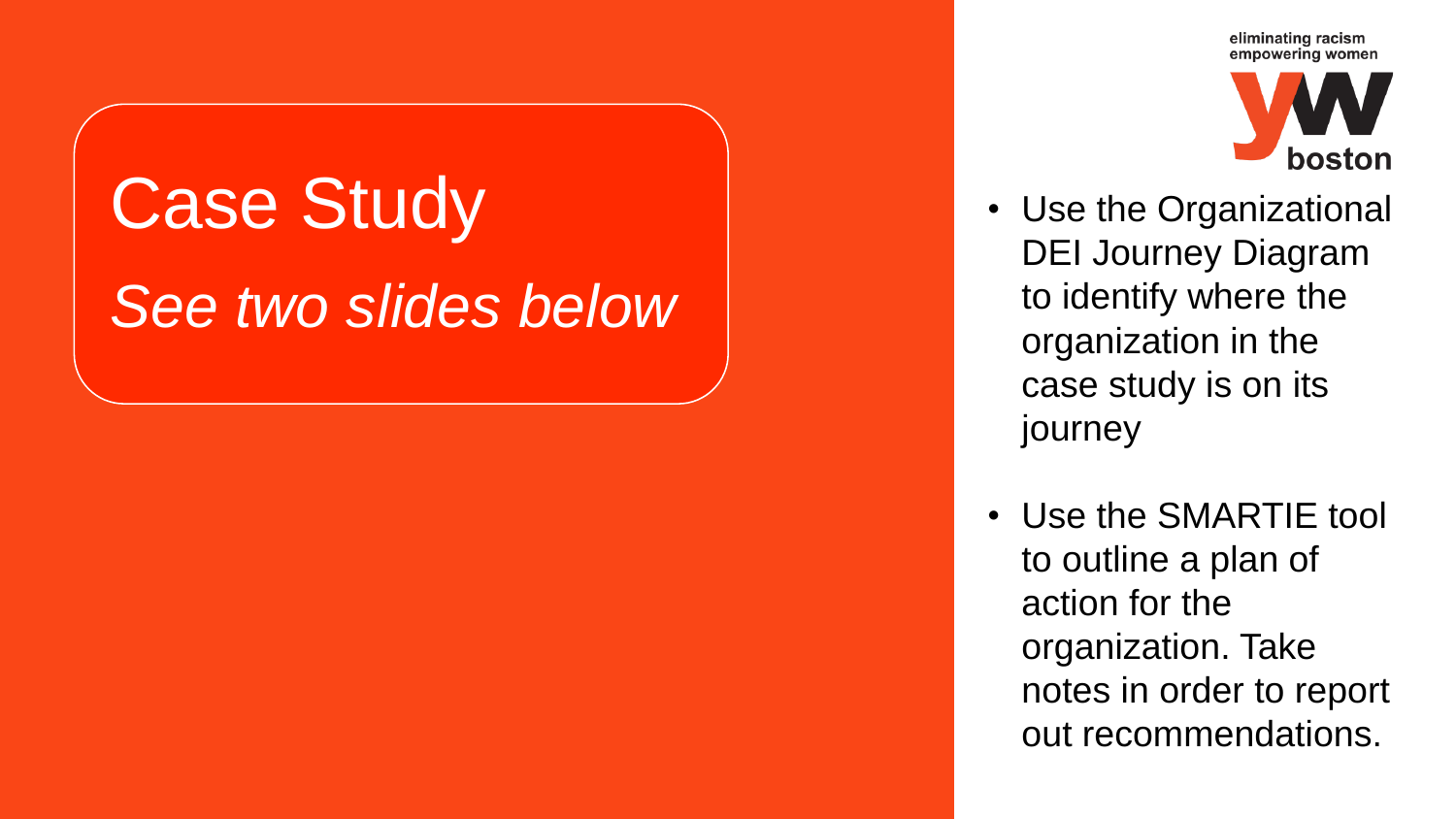# Case Study

*See two slides below*

eliminating racism
empowering women

yw boston

- Use the Organizational DEI Journey Diagram to identify where the organization in the case study is on its journey
- Use the SMARTIE tool to outline a plan of action for the organization. Take notes in order to report out recommendations.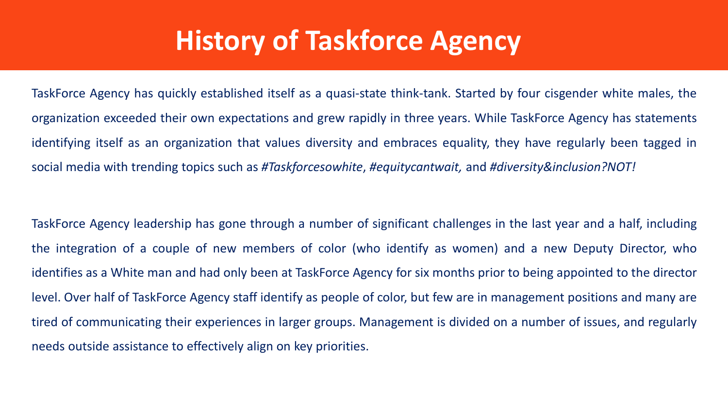# History of Taskforce Agency

TaskForce Agency has quickly established itself as a quasi-state think-tank. Started by four cisgender white males, the organization exceeded their own expectations and grew rapidly in three years. While TaskForce Agency has statements identifying itself as an organization that values diversity and embraces equality, they have regularly been tagged in social media with trending topics such as *#Taskforcesowhite*, *#equitycantwait,* and *#diversity&inclusion?NOT!*

TaskForce Agency leadership has gone through a number of significant challenges in the last year and a half, including the integration of a couple of new members of color (who identify as women) and a new Deputy Director, who identifies as a White man and had only been at TaskForce Agency for six months prior to being appointed to the director level. Over half of TaskForce Agency staff identify as people of color, but few are in management positions and many are tired of communicating their experiences in larger groups. Management is divided on a number of issues, and regularly needs outside assistance to effectively align on key priorities.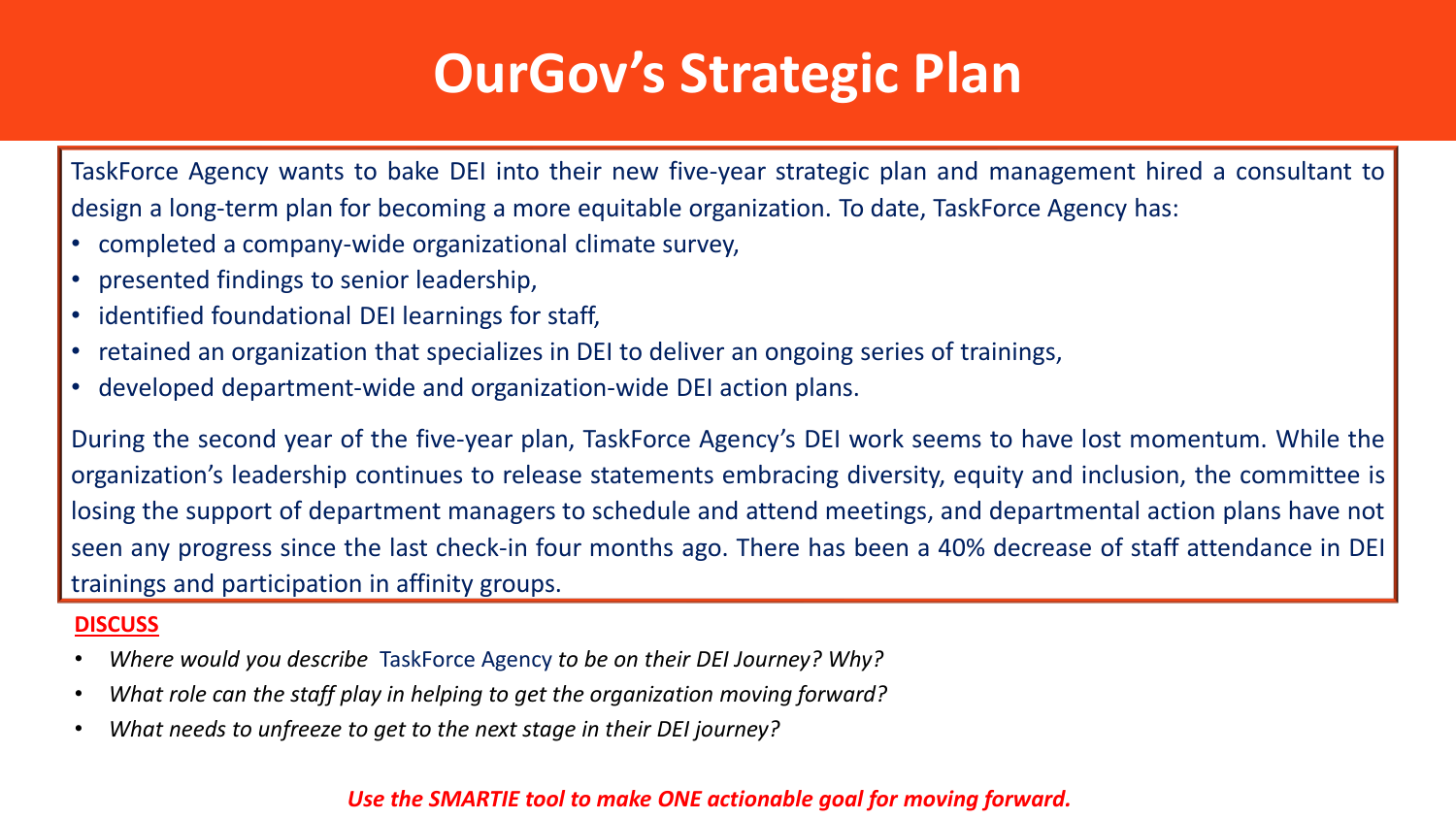# OurGov's Strategic Plan

TaskForce Agency wants to bake DEI into their new five-year strategic plan and management hired a consultant to design a long-term plan for becoming a more equitable organization. To date, TaskForce Agency has:

- completed a company-wide organizational climate survey,
- presented findings to senior leadership,
- identified foundational DEI learnings for staff,
- retained an organization that specializes in DEI to deliver an ongoing series of trainings,
- developed department-wide and organization-wide DEI action plans.

During the second year of the five-year plan, TaskForce Agency's DEI work seems to have lost momentum. While the organization's leadership continues to release statements embracing diversity, equity and inclusion, the committee is losing the support of department managers to schedule and attend meetings, and departmental action plans have not seen any progress since the last check-in four months ago. There has been a 40% decrease of staff attendance in DEI trainings and participation in affinity groups.

**DISCUSS**

- *Where would you describe* TaskForce Agency *to be on their DEI Journey? Why?*
- *What role can the staff play in helping to get the organization moving forward?*
- *What needs to unfreeze to get to the next stage in their DEI journey?*

***Use the SMARTIE tool to make ONE actionable goal for moving forward.***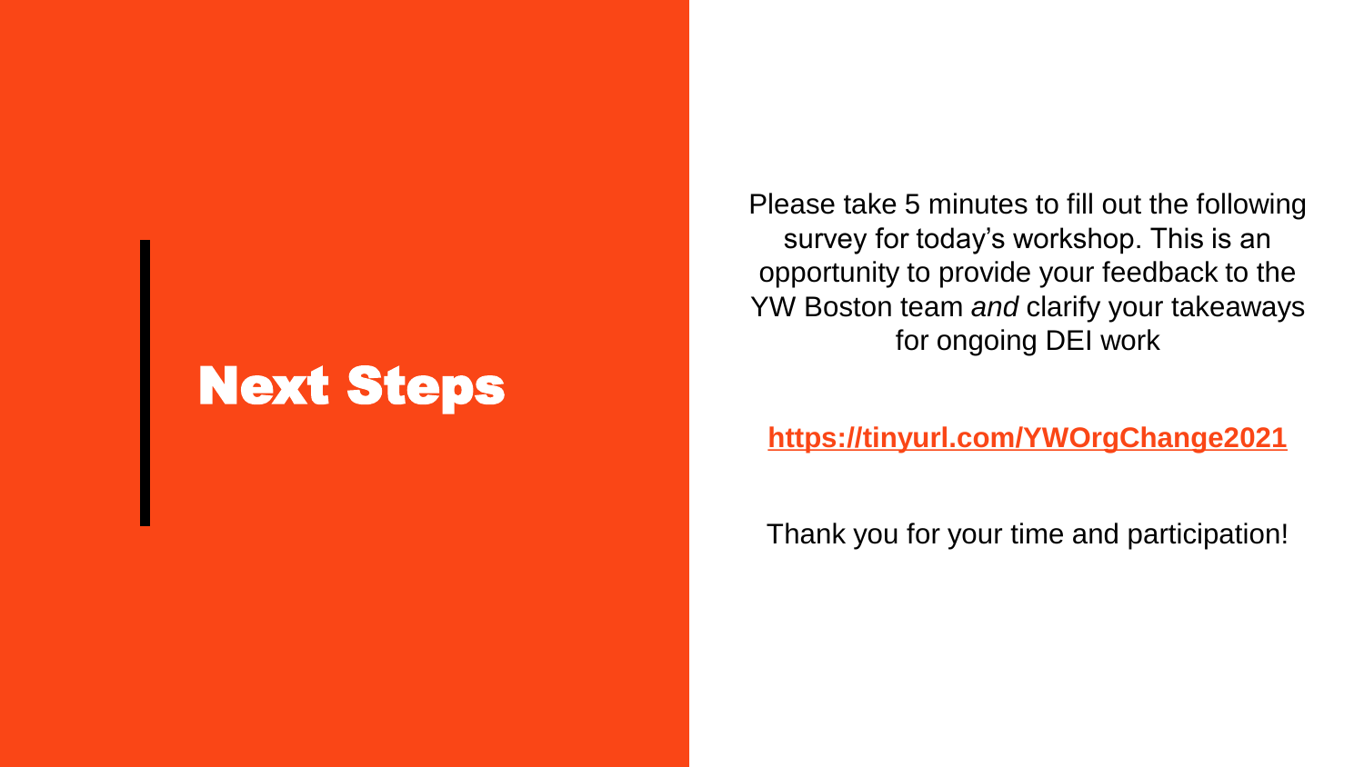# Next Steps

Please take 5 minutes to fill out the following survey for today's workshop. This is an opportunity to provide your feedback to the YW Boston team *and* clarify your takeaways for ongoing DEI work

**https://tinyurl.com/YWOrgChange2021**

Thank you for your time and participation!